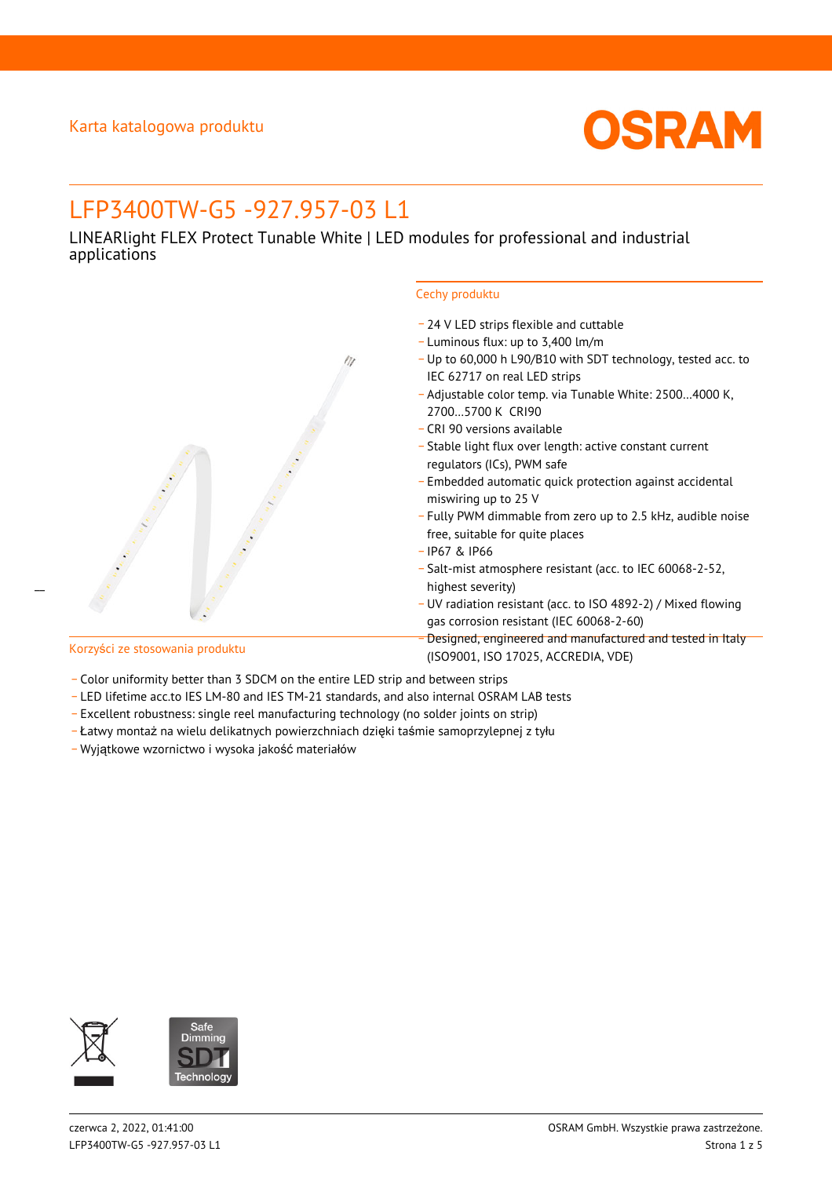Karta katalogowa produktu

OSRAM

# LFP3400TW-G5 -927.957-03 L1

LINEARlight FLEX Protect Tunable White | LED modules for professional and industrial applications

## Cechy produktu

- 24 V LED strips flexible and cuttable
- Luminous flux: up to 3,400 lm/m
- Up to 60,000 h L90/B10 with SDT technology, tested acc. to IEC 62717 on real LED strips
- Adjustable color temp. via Tunable White: 2500…4000 K, 2700…5700 K CRI90
- CRI 90 versions available
- Stable light flux over length: active constant current regulators (ICs), PWM safe
- Embedded automatic quick protection against accidental miswiring up to 25 V
- Fully PWM dimmable from zero up to 2.5 kHz, audible noise free, suitable for quite places
- IP67 & IP66
- Salt-mist atmosphere resistant (acc. to IEC 60068-2-52, highest severity)
- UV radiation resistant (acc. to ISO 4892-2) / Mixed flowing gas corrosion resistant (IEC 60068-2-60)
- Designed, engineered and manufactured and tested in Italy (ISO9001, ISO 17025, ACCREDIA, VDE)

## Korzyści ze stosowania produktu

- Color uniformity better than 3 SDCM on the entire LED strip and between strips
- LED lifetime acc.to IES LM-80 and IES TM-21 standards, and also internal OSRAM LAB tests
- Excellent robustness: single reel manufacturing technology (no solder joints on strip)
- Łatwy montaż na wielu delikatnych powierzchniach dzięki taśmie samoprzylepnej z tyłu
- Wyjątkowe wzornictwo i wysoka jakość materiałów

Safe Dimming SDT Technology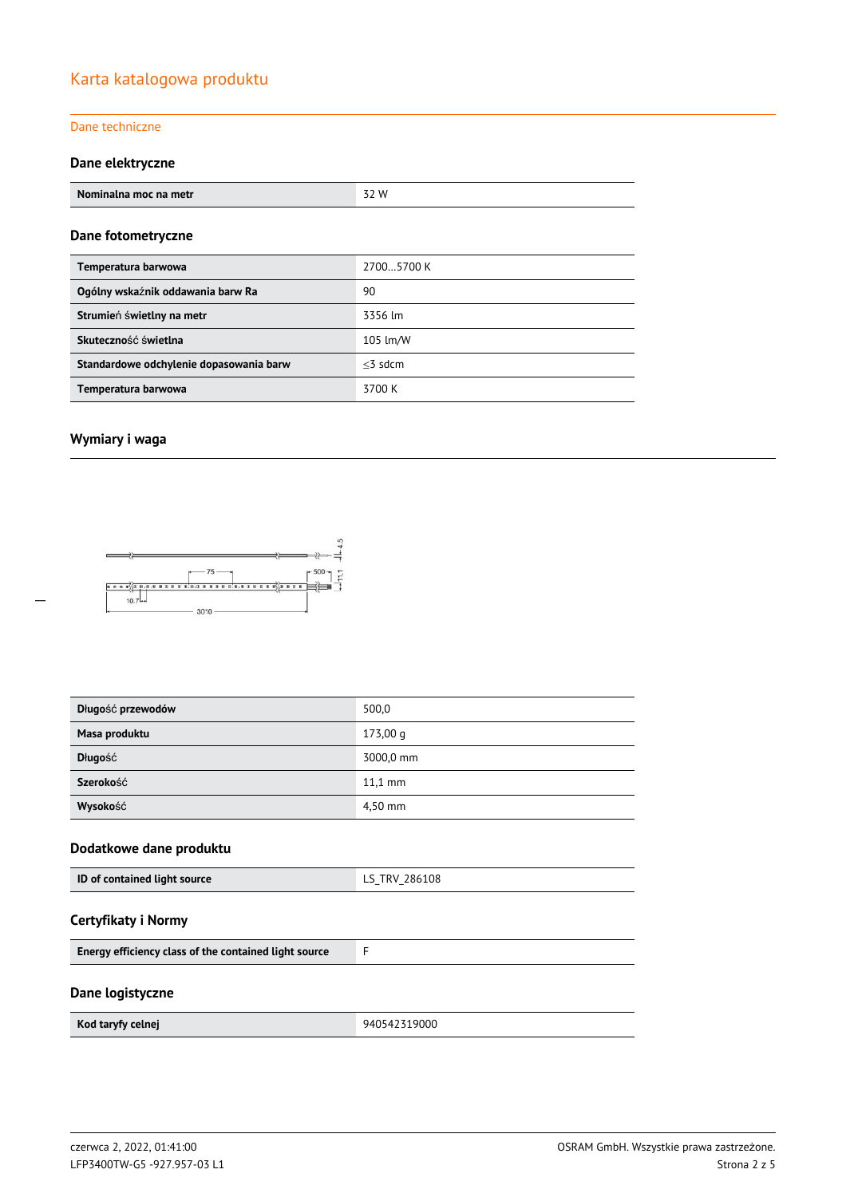# Karta katalogowa produktu

## Dane techniczne

### Dane elektryczne

| Nominalna moc na metr | 32 W |
|---|---|

### Dane fotometryczne

| Temperatura barwowa | 2700…5700 K |
|---|---|
| Ogólny wskaźnik oddawania barw Ra | 90 |
| Strumień świetlny na metr | 3356 lm |
| Skuteczność świetlna | 105 lm/W |
| Standardowe odchylenie dopasowania barw | ≤3 sdcm |
| Temperatura barwowa | 3700 K |

### Wymiary i waga

| Długość przewodów | 500,0 |
|---|---|
| Masa produktu | 173,00 g |
| Długość | 3000,0 mm |
| Szerokość | 11,1 mm |
| Wysokość | 4,50 mm |

### Dodatkowe dane produktu

| ID of contained light source | LS_TRV_286108 |
|---|---|

### Certyfikaty i Normy

| Energy efficiency class of the contained light source | F |
|---|---|

### Dane logistyczne

| Kod taryfy celnej | 940542319000 |
|---|---|

czerwca 2, 2022, 01:41:00
LFP3400TW-G5 -927.957-03 L1

OSRAM GmbH. Wszystkie prawa zastrzeżone.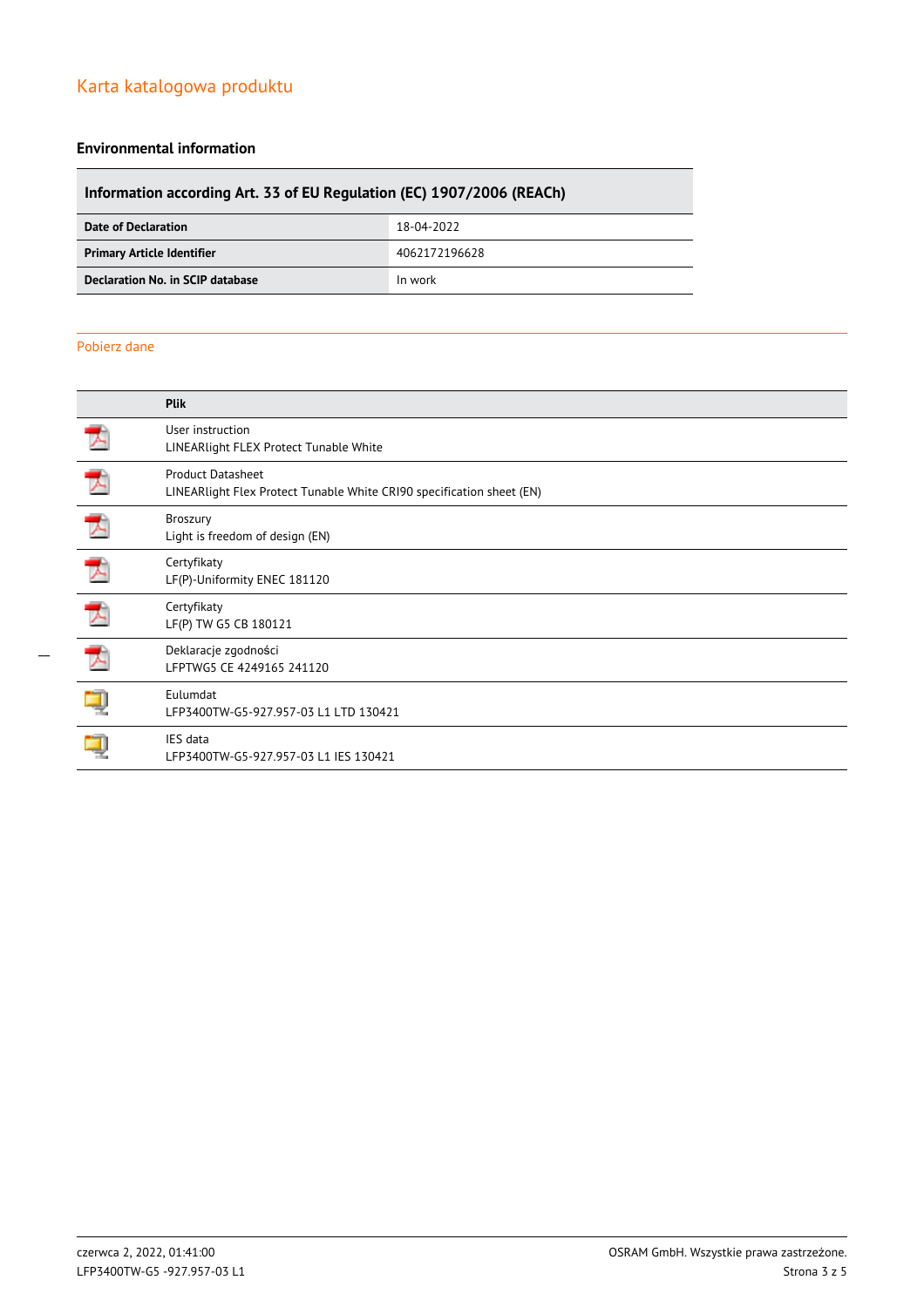# Karta katalogowa produktu

## Environmental information

| Information according Art. 33 of EU Regulation (EC) 1907/2006 (REACh) | |
|---|---|
| **Date of Declaration** | 18-04-2022 |
| **Primary Article Identifier** | 4062172196628 |
| **Declaration No. in SCIP database** | In work |

## Pobierz dane

| | Plik |
|---|---|
| | User instruction<br>LINEARlight FLEX Protect Tunable White |
| | Product Datasheet<br>LINEARlight Flex Protect Tunable White CRI90 specification sheet (EN) |
| | Broszury<br>Light is freedom of design (EN) |
| | Certyfikaty<br>LF(P)-Uniformity ENEC 181120 |
| | Certyfikaty<br>LF(P) TW G5 CB 180121 |
| | Deklaracje zgodności<br>LFPTWG5 CE 4249165 241120 |
| | Eulumdat<br>LFP3400TW-G5-927.957-03 L1 LTD 130421 |
| | IES data<br>LFP3400TW-G5-927.957-03 L1 IES 130421 |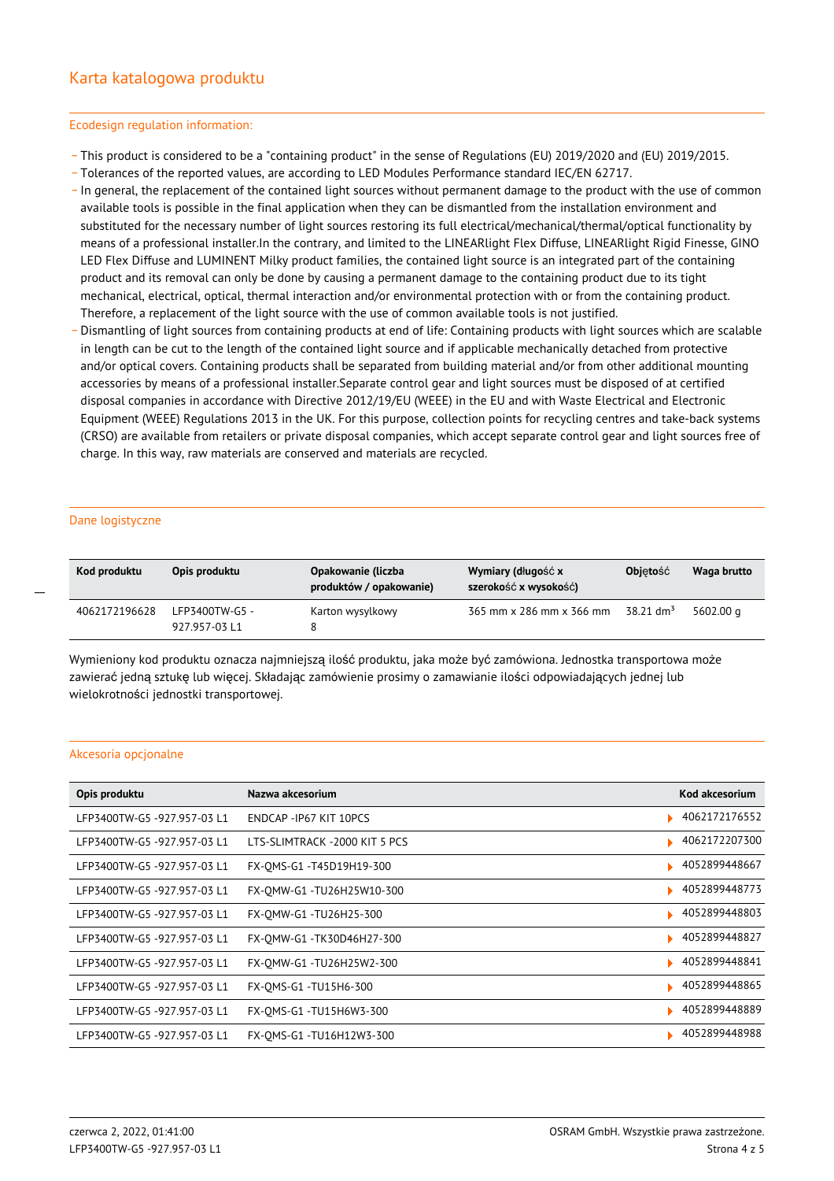## Karta katalogowa produktu

### Ecodesign regulation information:

- This product is considered to be a "containing product" in the sense of Regulations (EU) 2019/2020 and (EU) 2019/2015.
- Tolerances of the reported values, are according to LED Modules Performance standard IEC/EN 62717.
- In general, the replacement of the contained light sources without permanent damage to the product with the use of common available tools is possible in the final application when they can be dismantled from the installation environment and substituted for the necessary number of light sources restoring its full electrical/mechanical/thermal/optical functionality by means of a professional installer.In the contrary, and limited to the LINEARlight Flex Diffuse, LINEARlight Rigid Finesse, GINO LED Flex Diffuse and LUMINENT Milky product families, the contained light source is an integrated part of the containing product and its removal can only be done by causing a permanent damage to the containing product due to its tight mechanical, electrical, optical, thermal interaction and/or environmental protection with or from the containing product. Therefore, a replacement of the light source with the use of common available tools is not justified.
- Dismantling of light sources from containing products at end of life: Containing products with light sources which are scalable in length can be cut to the length of the contained light source and if applicable mechanically detached from protective and/or optical covers. Containing products shall be separated from building material and/or from other additional mounting accessories by means of a professional installer.Separate control gear and light sources must be disposed of at certified disposal companies in accordance with Directive 2012/19/EU (WEEE) in the EU and with Waste Electrical and Electronic Equipment (WEEE) Regulations 2013 in the UK. For this purpose, collection points for recycling centres and take-back systems (CRSO) are available from retailers or private disposal companies, which accept separate control gear and light sources free of charge. In this way, raw materials are conserved and materials are recycled.

### Dane logistyczne

| Kod produktu | Opis produktu | Opakowanie (liczba produktów / opakowanie) | Wymiary (długość x szerokość x wysokość) | Objętość | Waga brutto |
|---|---|---|---|---|---|
| 4062172196628 | LFP3400TW-G5 - 927.957-03 L1 | Karton wysylkowy 8 | 365 mm x 286 mm x 366 mm | 38.21 dm³ | 5602.00 g |

Wymieniony kod produktu oznacza najmniejszą ilość produktu, jaka może być zamówiona. Jednostka transportowa może zawierać jedną sztukę lub więcej. Składając zamówienie prosimy o zamawianie ilości odpowiadających jednej lub wielokrotności jednostki transportowej.

### Akcesoria opcjonalne

| Opis produktu | Nazwa akcesorium | Kod akcesorium |
|---|---|---|
| LFP3400TW-G5 -927.957-03 L1 | ENDCAP -IP67 KIT 10PCS | 4062172176552 |
| LFP3400TW-G5 -927.957-03 L1 | LTS-SLIMTRACK -2000 KIT 5 PCS | 4062172207300 |
| LFP3400TW-G5 -927.957-03 L1 | FX-QMS-G1 -T45D19H19-300 | 4052899448667 |
| LFP3400TW-G5 -927.957-03 L1 | FX-QMW-G1 -TU26H25W10-300 | 4052899448773 |
| LFP3400TW-G5 -927.957-03 L1 | FX-QMW-G1 -TU26H25-300 | 4052899448803 |
| LFP3400TW-G5 -927.957-03 L1 | FX-QMW-G1 -TK30D46H27-300 | 4052899448827 |
| LFP3400TW-G5 -927.957-03 L1 | FX-QMW-G1 -TU26H25W2-300 | 4052899448841 |
| LFP3400TW-G5 -927.957-03 L1 | FX-QMS-G1 -TU15H6-300 | 4052899448865 |
| LFP3400TW-G5 -927.957-03 L1 | FX-QMS-G1 -TU15H6W3-300 | 4052899448889 |
| LFP3400TW-G5 -927.957-03 L1 | FX-QMS-G1 -TU16H12W3-300 | 4052899448988 |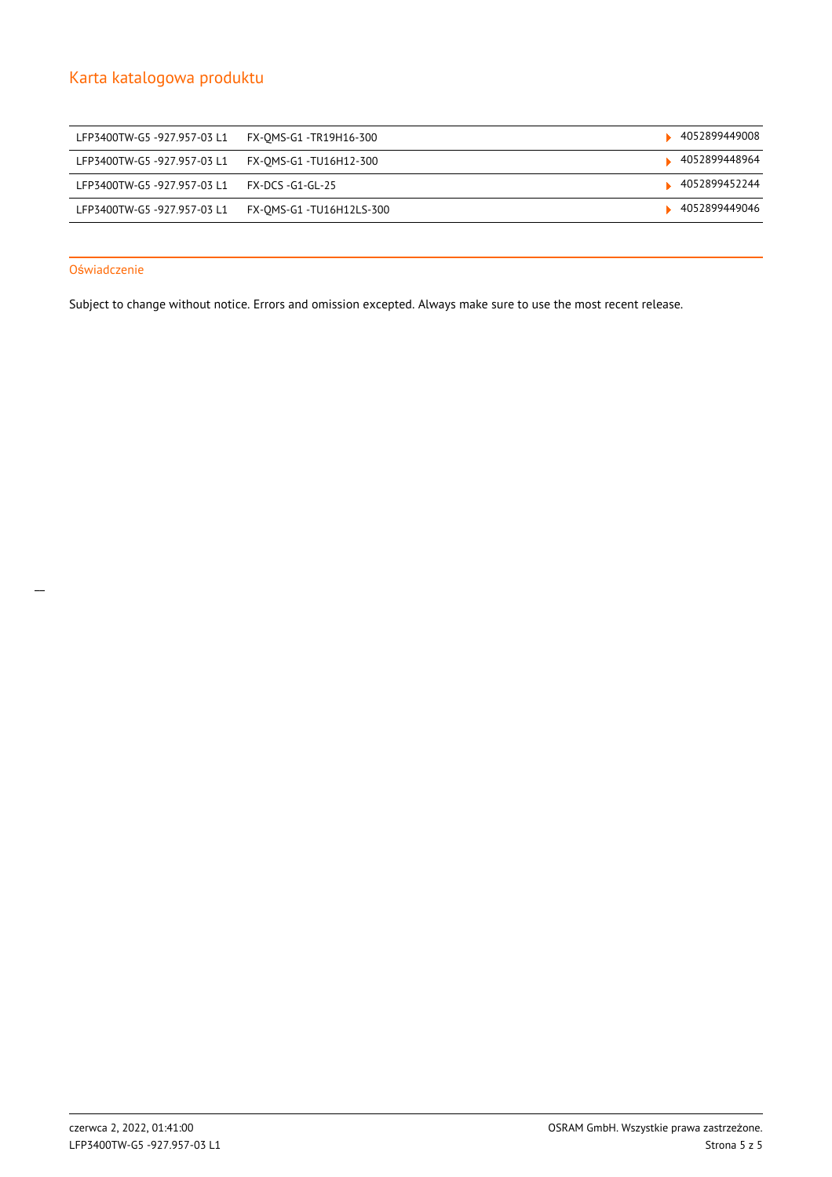| | | |
|---|---|---|
| LFP3400TW-G5 -927.957-03 L1 | FX-QMS-G1 -TR19H16-300 | 4052899449008 |
| LFP3400TW-G5 -927.957-03 L1 | FX-QMS-G1 -TU16H12-300 | 4052899448964 |
| LFP3400TW-G5 -927.957-03 L1 | FX-DCS -G1-GL-25 | 4052899452244 |
| LFP3400TW-G5 -927.957-03 L1 | FX-QMS-G1 -TU16H12LS-300 | 4052899449046 |

## Oświadczenie

Subject to change without notice. Errors and omission excepted. Always make sure to use the most recent release.